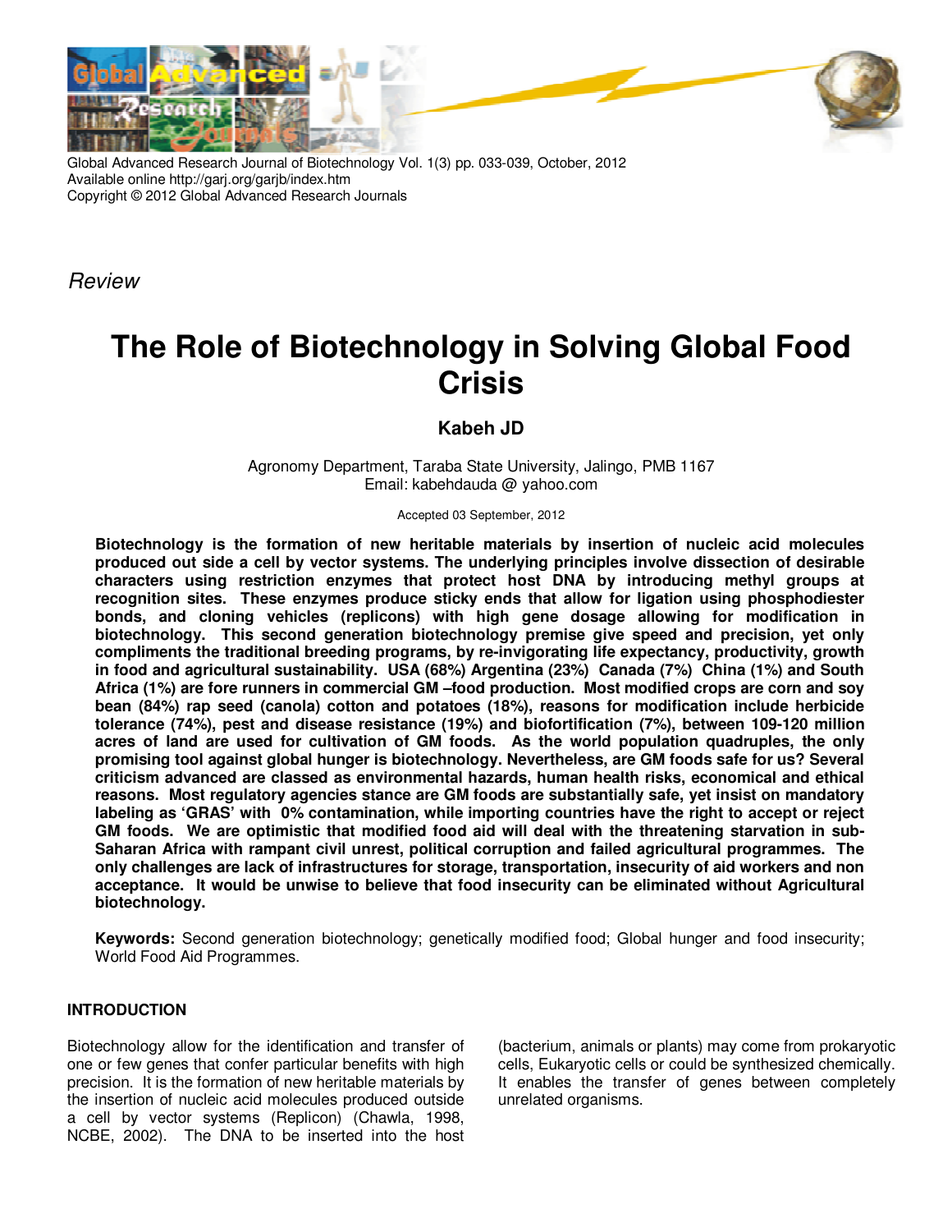*Review*

# The Role of Biotechnology in Solving Global Food Crisis

**Kabeh JD**

Agronomy Department, Taraba State University, Jalingo, PMB 1167
Email: kabehdauda @ yahoo.com

Accepted 03 September, 2012

**Biotechnology is the formation of new heritable materials by insertion of nucleic acid molecules produced out side a cell by vector systems. The underlying principles involve dissection of desirable characters using restriction enzymes that protect host DNA by introducing methyl groups at recognition sites. These enzymes produce sticky ends that allow for ligation using phosphodiester bonds, and cloning vehicles (replicons) with high gene dosage allowing for modification in biotechnology. This second generation biotechnology premise give speed and precision, yet only compliments the traditional breeding programs, by re-invigorating life expectancy, productivity, growth in food and agricultural sustainability. USA (68%) Argentina (23%) Canada (7%) China (1%) and South Africa (1%) are fore runners in commercial GM –food production. Most modified crops are corn and soy bean (84%) rap seed (canola) cotton and potatoes (18%), reasons for modification include herbicide tolerance (74%), pest and disease resistance (19%) and biofortification (7%), between 109-120 million acres of land are used for cultivation of GM foods. As the world population quadruples, the only promising tool against global hunger is biotechnology. Nevertheless, are GM foods safe for us? Several criticism advanced are classed as environmental hazards, human health risks, economical and ethical reasons. Most regulatory agencies stance are GM foods are substantially safe, yet insist on mandatory labeling as 'GRAS' with 0% contamination, while importing countries have the right to accept or reject GM foods. We are optimistic that modified food aid will deal with the threatening starvation in sub-Saharan Africa with rampant civil unrest, political corruption and failed agricultural programmes. The only challenges are lack of infrastructures for storage, transportation, insecurity of aid workers and non acceptance. It would be unwise to believe that food insecurity can be eliminated without Agricultural biotechnology.**

**Keywords:** Second generation biotechnology; genetically modified food; Global hunger and food insecurity; World Food Aid Programmes.

## INTRODUCTION

Biotechnology allow for the identification and transfer of one or few genes that confer particular benefits with high precision. It is the formation of new heritable materials by the insertion of nucleic acid molecules produced outside a cell by vector systems (Replicon) (Chawla, 1998, NCBE, 2002). The DNA to be inserted into the host (bacterium, animals or plants) may come from prokaryotic cells, Eukaryotic cells or could be synthesized chemically. It enables the transfer of genes between completely unrelated organisms.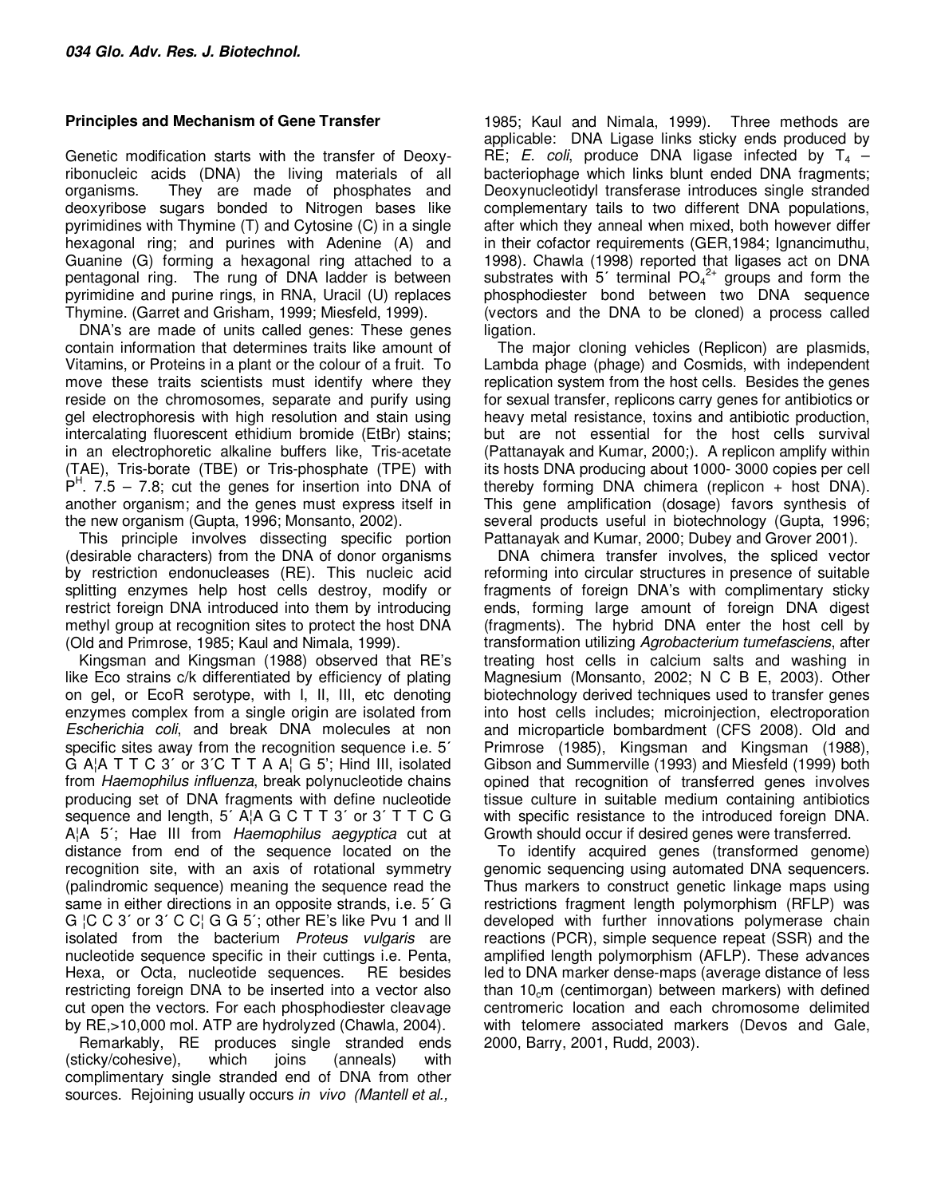## Principles and Mechanism of Gene Transfer

Genetic modification starts with the transfer of Deoxy-ribonucleic acids (DNA) the living materials of all organisms. They are made of phosphates and deoxyribose sugars bonded to Nitrogen bases like pyrimidines with Thymine (T) and Cytosine (C) in a single hexagonal ring; and purines with Adenine (A) and Guanine (G) forming a hexagonal ring attached to a pentagonal ring. The rung of DNA ladder is between pyrimidine and purine rings, in RNA, Uracil (U) replaces Thymine. (Garret and Grisham, 1999; Miesfeld, 1999).

DNA's are made of units called genes: These genes contain information that determines traits like amount of Vitamins, or Proteins in a plant or the colour of a fruit. To move these traits scientists must identify where they reside on the chromosomes, separate and purify using gel electrophoresis with high resolution and stain using intercalating fluorescent ethidium bromide (EtBr) stains; in an electrophoretic alkaline buffers like, Tris-acetate (TAE), Tris-borate (TBE) or Tris-phosphate (TPE) with $P^H$. 7.5 – 7.8; cut the genes for insertion into DNA of another organism; and the genes must express itself in the new organism (Gupta, 1996; Monsanto, 2002).

This principle involves dissecting specific portion (desirable characters) from the DNA of donor organisms by restriction endonucleases (RE). This nucleic acid splitting enzymes help host cells destroy, modify or restrict foreign DNA introduced into them by introducing methyl group at recognition sites to protect the host DNA (Old and Primrose, 1985; Kaul and Nimala, 1999).

Kingsman and Kingsman (1988) observed that RE's like Eco strains c/k differentiated by efficiency of plating on gel, or EcoR serotype, with I, II, III, etc denoting enzymes complex from a single origin are isolated from *Escherichia coli*, and break DNA molecules at non specific sites away from the recognition sequence i.e. 5´ G A¦A T T C 3´ or 3´C T T A A¦ G 5'; Hind III, isolated from *Haemophilus influenza*, break polynucleotide chains producing set of DNA fragments with define nucleotide sequence and length, 5´ A¦A G C T T 3´ or 3´ T T C G A¦A 5´; Hae III from *Haemophilus aegyptica* cut at distance from end of the sequence located on the recognition site, with an axis of rotational symmetry (palindromic sequence) meaning the sequence read the same in either directions in an opposite strands, i.e. 5´ G G ¦C C 3´ or 3´ C C¦ G G 5´; other RE's like Pvu 1 and ll isolated from the bacterium *Proteus vulgaris* are nucleotide sequence specific in their cuttings i.e. Penta, Hexa, or Octa, nucleotide sequences. RE besides restricting foreign DNA to be inserted into a vector also cut open the vectors. For each phosphodiester cleavage by RE,>10,000 mol. ATP are hydrolyzed (Chawla, 2004).

Remarkably, RE produces single stranded ends (sticky/cohesive), which joins (anneals) with complimentary single stranded end of DNA from other sources. Rejoining usually occurs *in vivo (Mantell et al.,* 1985; Kaul and Nimala, 1999). Three methods are applicable: DNA Ligase links sticky ends produced by RE; *E. coli*, produce DNA ligase infected by $T_4$ – bacteriophage which links blunt ended DNA fragments; Deoxynucleotidyl transferase introduces single stranded complementary tails to two different DNA populations, after which they anneal when mixed, both however differ in their cofactor requirements (GER,1984; Ignancimuthu, 1998). Chawla (1998) reported that ligases act on DNA substrates with 5´ terminal $PO_4^{2+}$ groups and form the phosphodiester bond between two DNA sequence (vectors and the DNA to be cloned) a process called ligation.

The major cloning vehicles (Replicon) are plasmids, Lambda phage (phage) and Cosmids, with independent replication system from the host cells. Besides the genes for sexual transfer, replicons carry genes for antibiotics or heavy metal resistance, toxins and antibiotic production, but are not essential for the host cells survival (Pattanayak and Kumar, 2000;). A replicon amplify within its hosts DNA producing about 1000- 3000 copies per cell thereby forming DNA chimera (replicon + host DNA). This gene amplification (dosage) favors synthesis of several products useful in biotechnology (Gupta, 1996; Pattanayak and Kumar, 2000; Dubey and Grover 2001).

DNA chimera transfer involves, the spliced vector reforming into circular structures in presence of suitable fragments of foreign DNA's with complimentary sticky ends, forming large amount of foreign DNA digest (fragments). The hybrid DNA enter the host cell by transformation utilizing *Agrobacterium tumefasciens*, after treating host cells in calcium salts and washing in Magnesium (Monsanto, 2002; N C B E, 2003). Other biotechnology derived techniques used to transfer genes into host cells includes; microinjection, electroporation and microparticle bombardment (CFS 2008). Old and Primrose (1985), Kingsman and Kingsman (1988), Gibson and Summerville (1993) and Miesfeld (1999) both opined that recognition of transferred genes involves tissue culture in suitable medium containing antibiotics with specific resistance to the introduced foreign DNA. Growth should occur if desired genes were transferred.

To identify acquired genes (transformed genome) genomic sequencing using automated DNA sequencers. Thus markers to construct genetic linkage maps using restrictions fragment length polymorphism (RFLP) was developed with further innovations polymerase chain reactions (PCR), simple sequence repeat (SSR) and the amplified length polymorphism (AFLP). These advances led to DNA marker dense-maps (average distance of less than $10_c$m (centimorgan) between markers) with defined centromeric location and each chromosome delimited with telomere associated markers (Devos and Gale, 2000, Barry, 2001, Rudd, 2003).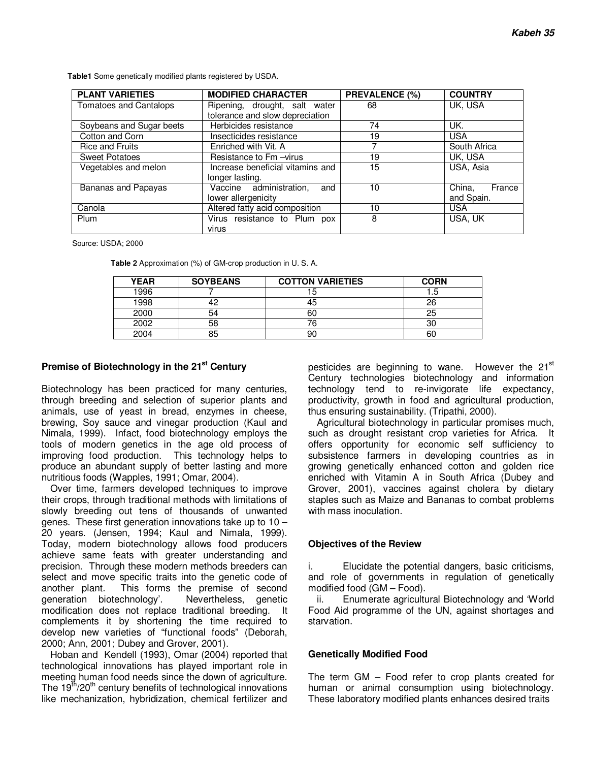**Table1** Some genetically modified plants registered by USDA.

| PLANT VARIETIES | MODIFIED CHARACTER | PREVALENCE (%) | COUNTRY |
|---|---|---|---|
| Tomatoes and Cantalops | Ripening, drought, salt water tolerance and slow depreciation | 68 | UK, USA |
| Soybeans and Sugar beets | Herbicides resistance | 74 | UK. |
| Cotton and Corn | Insecticides resistance | 19 | USA |
| Rice and Fruits | Enriched with Vit. A | 7 | South Africa |
| Sweet Potatoes | Resistance to Fm –virus | 19 | UK, USA |
| Vegetables and melon | Increase beneficial vitamins and longer lasting. | 15 | USA, Asia |
| Bananas and Papayas | Vaccine administration, and lower allergenicity | 10 | China, France and Spain. |
| Canola | Altered fatty acid composition | 10 | USA |
| Plum | Virus resistance to Plum pox virus | 8 | USA, UK |

Source: USDA; 2000

**Table 2** Approximation (%) of GM-crop production in U. S. A.

| YEAR | SOYBEANS | COTTON VARIETIES | CORN |
|---|---|---|---|
| 1996 | 7 | 15 | 1.5 |
| 1998 | 42 | 45 | 26 |
| 2000 | 54 | 60 | 25 |
| 2002 | 58 | 76 | 30 |
| 2004 | 85 | 90 | 60 |

## Premise of Biotechnology in the 21st Century

Biotechnology has been practiced for many centuries, through breeding and selection of superior plants and animals, use of yeast in bread, enzymes in cheese, brewing, Soy sauce and vinegar production (Kaul and Nimala, 1999). Infact, food biotechnology employs the tools of modern genetics in the age old process of improving food production. This technology helps to produce an abundant supply of better lasting and more nutritious foods (Wapples, 1991; Omar, 2004).

Over time, farmers developed techniques to improve their crops, through traditional methods with limitations of slowly breeding out tens of thousands of unwanted genes. These first generation innovations take up to 10 – 20 years. (Jensen, 1994; Kaul and Nimala, 1999). Today, modern biotechnology allows food producers achieve same feats with greater understanding and precision. Through these modern methods breeders can select and move specific traits into the genetic code of another plant. This forms the premise of second generation biotechnology'. Nevertheless, genetic modification does not replace traditional breeding. It complements it by shortening the time required to develop new varieties of "functional foods" (Deborah, 2000; Ann, 2001; Dubey and Grover, 2001).

Hoban and Kendell (1993), Omar (2004) reported that technological innovations has played important role in meeting human food needs since the down of agriculture. The 19th/20th century benefits of technological innovations like mechanization, hybridization, chemical fertilizer and pesticides are beginning to wane. However the 21st Century technologies biotechnology and information technology tend to re-invigorate life expectancy, productivity, growth in food and agricultural production, thus ensuring sustainability. (Tripathi, 2000).

Agricultural biotechnology in particular promises much, such as drought resistant crop varieties for Africa. It offers opportunity for economic self sufficiency to subsistence farmers in developing countries as in growing genetically enhanced cotton and golden rice enriched with Vitamin A in South Africa (Dubey and Grover, 2001), vaccines against cholera by dietary staples such as Maize and Bananas to combat problems with mass inoculation.

## Objectives of the Review

i. Elucidate the potential dangers, basic criticisms, and role of governments in regulation of genetically modified food (GM – Food).

ii. Enumerate agricultural Biotechnology and 'World Food Aid programme of the UN, against shortages and starvation.

## Genetically Modified Food

The term GM – Food refer to crop plants created for human or animal consumption using biotechnology. These laboratory modified plants enhances desired traits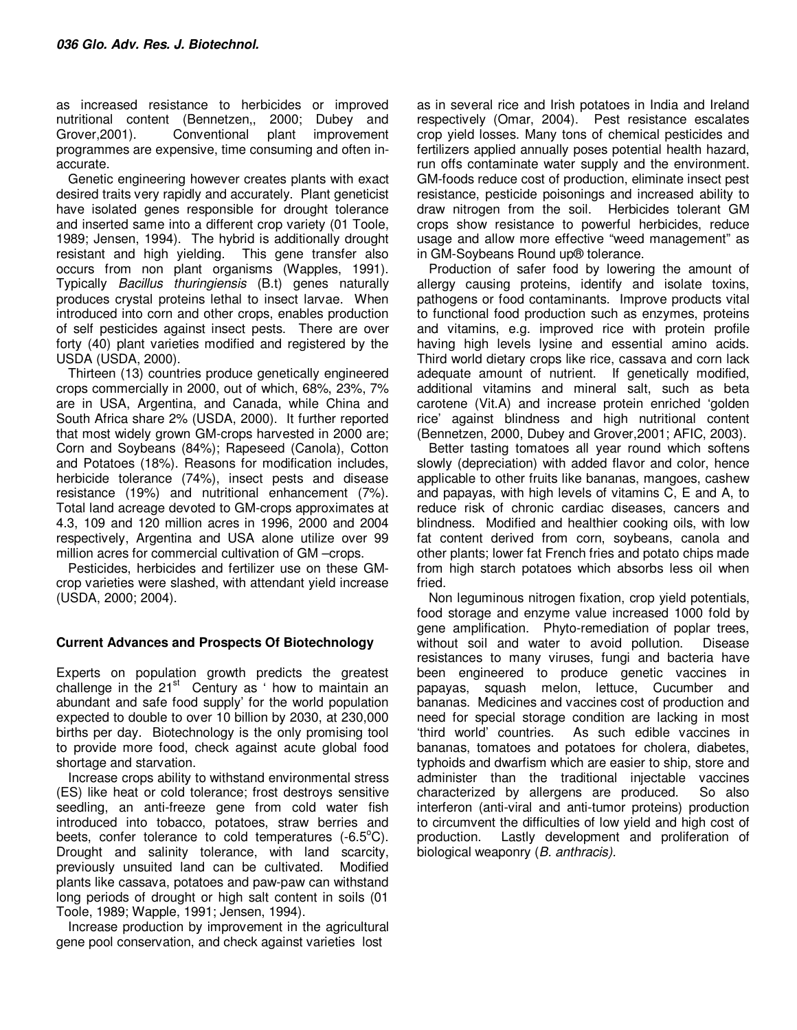as increased resistance to herbicides or improved nutritional content (Bennetzen,, 2000; Dubey and Grover,2001). Conventional plant improvement programmes are expensive, time consuming and often in-accurate.

Genetic engineering however creates plants with exact desired traits very rapidly and accurately. Plant geneticist have isolated genes responsible for drought tolerance and inserted same into a different crop variety (01 Toole, 1989; Jensen, 1994). The hybrid is additionally drought resistant and high yielding. This gene transfer also occurs from non plant organisms (Wapples, 1991). Typically *Bacillus thuringiensis* (B.t) genes naturally produces crystal proteins lethal to insect larvae. When introduced into corn and other crops, enables production of self pesticides against insect pests. There are over forty (40) plant varieties modified and registered by the USDA (USDA, 2000).

Thirteen (13) countries produce genetically engineered crops commercially in 2000, out of which, 68%, 23%, 7% are in USA, Argentina, and Canada, while China and South Africa share 2% (USDA, 2000). It further reported that most widely grown GM-crops harvested in 2000 are; Corn and Soybeans (84%); Rapeseed (Canola), Cotton and Potatoes (18%). Reasons for modification includes, herbicide tolerance (74%), insect pests and disease resistance (19%) and nutritional enhancement (7%). Total land acreage devoted to GM-crops approximates at 4.3, 109 and 120 million acres in 1996, 2000 and 2004 respectively, Argentina and USA alone utilize over 99 million acres for commercial cultivation of GM –crops.

Pesticides, herbicides and fertilizer use on these GM-crop varieties were slashed, with attendant yield increase (USDA, 2000; 2004).

## Current Advances and Prospects Of Biotechnology

Experts on population growth predicts the greatest challenge in the 21st Century as ' how to maintain an abundant and safe food supply' for the world population expected to double to over 10 billion by 2030, at 230,000 births per day. Biotechnology is the only promising tool to provide more food, check against acute global food shortage and starvation.

Increase crops ability to withstand environmental stress (ES) like heat or cold tolerance; frost destroys sensitive seedling, an anti-freeze gene from cold water fish introduced into tobacco, potatoes, straw berries and beets, confer tolerance to cold temperatures (-6.5°C). Drought and salinity tolerance, with land scarcity, previously unsuited land can be cultivated. Modified plants like cassava, potatoes and paw-paw can withstand long periods of drought or high salt content in soils (01 Toole, 1989; Wapple, 1991; Jensen, 1994).

Increase production by improvement in the agricultural gene pool conservation, and check against varieties lost as in several rice and Irish potatoes in India and Ireland respectively (Omar, 2004). Pest resistance escalates crop yield losses. Many tons of chemical pesticides and fertilizers applied annually poses potential health hazard, run offs contaminate water supply and the environment. GM-foods reduce cost of production, eliminate insect pest resistance, pesticide poisonings and increased ability to draw nitrogen from the soil. Herbicides tolerant GM crops show resistance to powerful herbicides, reduce usage and allow more effective "weed management" as in GM-Soybeans Round up® tolerance.

Production of safer food by lowering the amount of allergy causing proteins, identify and isolate toxins, pathogens or food contaminants. Improve products vital to functional food production such as enzymes, proteins and vitamins, e.g. improved rice with protein profile having high levels lysine and essential amino acids. Third world dietary crops like rice, cassava and corn lack adequate amount of nutrient. If genetically modified, additional vitamins and mineral salt, such as beta carotene (Vit.A) and increase protein enriched 'golden rice' against blindness and high nutritional content (Bennetzen, 2000, Dubey and Grover,2001; AFIC, 2003).

Better tasting tomatoes all year round which softens slowly (depreciation) with added flavor and color, hence applicable to other fruits like bananas, mangoes, cashew and papayas, with high levels of vitamins C, E and A, to reduce risk of chronic cardiac diseases, cancers and blindness. Modified and healthier cooking oils, with low fat content derived from corn, soybeans, canola and other plants; lower fat French fries and potato chips made from high starch potatoes which absorbs less oil when fried.

Non leguminous nitrogen fixation, crop yield potentials, food storage and enzyme value increased 1000 fold by gene amplification. Phyto-remediation of poplar trees, without soil and water to avoid pollution. Disease resistances to many viruses, fungi and bacteria have been engineered to produce genetic vaccines in papayas, squash melon, lettuce, Cucumber and bananas. Medicines and vaccines cost of production and need for special storage condition are lacking in most 'third world' countries. As such edible vaccines in bananas, tomatoes and potatoes for cholera, diabetes, typhoids and dwarfism which are easier to ship, store and administer than the traditional injectable vaccines characterized by allergens are produced. So also interferon (anti-viral and anti-tumor proteins) production to circumvent the difficulties of low yield and high cost of production. Lastly development and proliferation of biological weaponry (*B. anthracis).*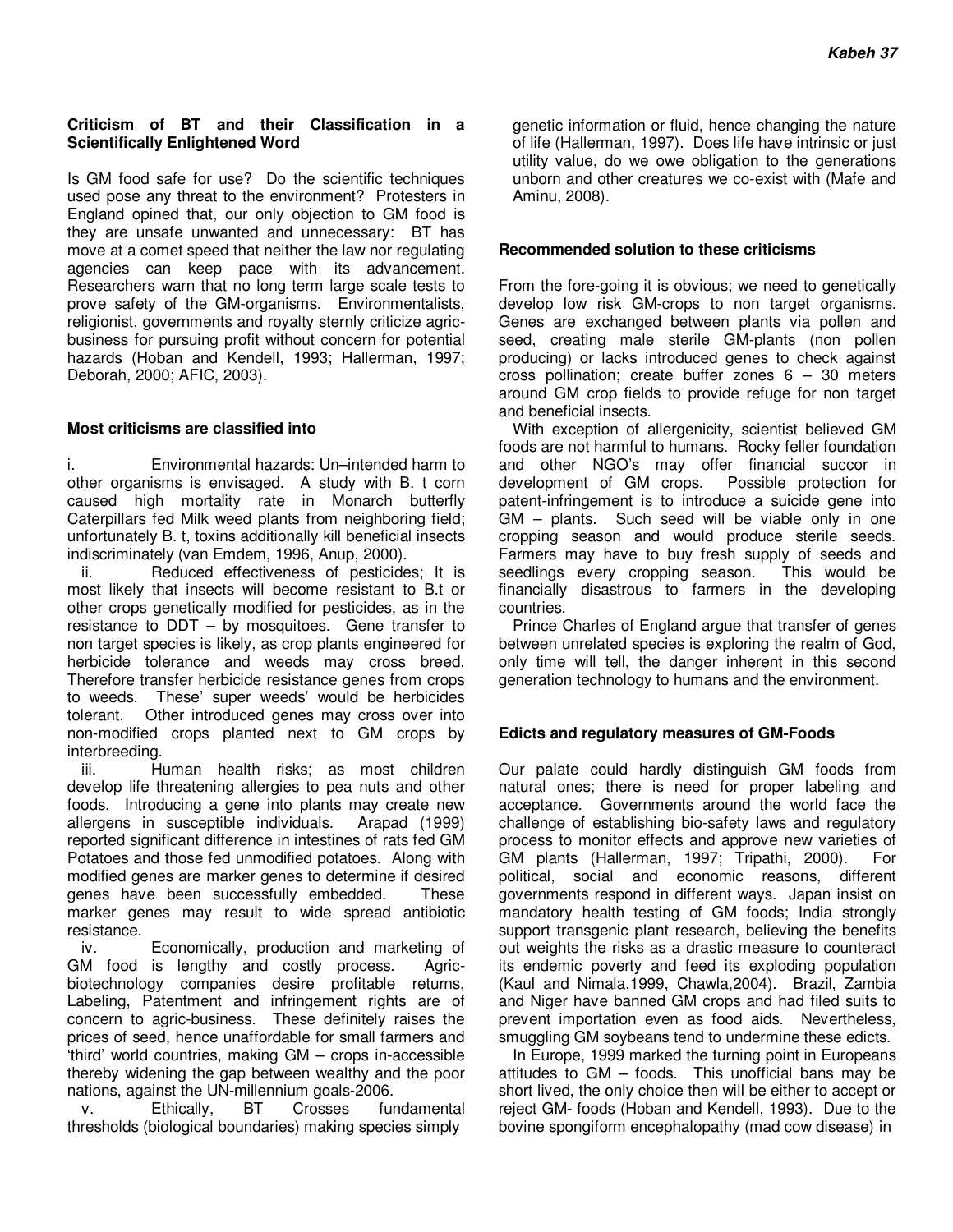### Criticism of BT and their Classification in a Scientifically Enlightened Word

Is GM food safe for use? Do the scientific techniques used pose any threat to the environment? Protesters in England opined that, our only objection to GM food is they are unsafe unwanted and unnecessary: BT has move at a comet speed that neither the law nor regulating agencies can keep pace with its advancement. Researchers warn that no long term large scale tests to prove safety of the GM-organisms. Environmentalists, religionist, governments and royalty sternly criticize agric-business for pursuing profit without concern for potential hazards (Hoban and Kendell, 1993; Hallerman, 1997; Deborah, 2000; AFIC, 2003).

### Most criticisms are classified into

i. Environmental hazards: Un–intended harm to other organisms is envisaged. A study with B. t corn caused high mortality rate in Monarch butterfly Caterpillars fed Milk weed plants from neighboring field; unfortunately B. t, toxins additionally kill beneficial insects indiscriminately (van Emdem, 1996, Anup, 2000).

ii. Reduced effectiveness of pesticides; It is most likely that insects will become resistant to B.t or other crops genetically modified for pesticides, as in the resistance to DDT – by mosquitoes. Gene transfer to non target species is likely, as crop plants engineered for herbicide tolerance and weeds may cross breed. Therefore transfer herbicide resistance genes from crops to weeds. These' super weeds' would be herbicides tolerant. Other introduced genes may cross over into non-modified crops planted next to GM crops by interbreeding.

iii. Human health risks; as most children develop life threatening allergies to pea nuts and other foods. Introducing a gene into plants may create new allergens in susceptible individuals. Arapad (1999) reported significant difference in intestines of rats fed GM Potatoes and those fed unmodified potatoes. Along with modified genes are marker genes to determine if desired genes have been successfully embedded. These marker genes may result to wide spread antibiotic resistance.

iv. Economically, production and marketing of GM food is lengthy and costly process. Agric-biotechnology companies desire profitable returns, Labeling, Patentment and infringement rights are of concern to agric-business. These definitely raises the prices of seed, hence unaffordable for small farmers and 'third' world countries, making GM – crops in-accessible thereby widening the gap between wealthy and the poor nations, against the UN-millennium goals-2006.

v. Ethically, BT Crosses fundamental thresholds (biological boundaries) making species simply genetic information or fluid, hence changing the nature of life (Hallerman, 1997). Does life have intrinsic or just utility value, do we owe obligation to the generations unborn and other creatures we co-exist with (Mafe and Aminu, 2008).

### Recommended solution to these criticisms

From the fore-going it is obvious; we need to genetically develop low risk GM-crops to non target organisms. Genes are exchanged between plants via pollen and seed, creating male sterile GM-plants (non pollen producing) or lacks introduced genes to check against cross pollination; create buffer zones 6 – 30 meters around GM crop fields to provide refuge for non target and beneficial insects.

With exception of allergenicity, scientist believed GM foods are not harmful to humans. Rocky feller foundation and other NGO's may offer financial succor in development of GM crops. Possible protection for patent-infringement is to introduce a suicide gene into GM – plants. Such seed will be viable only in one cropping season and would produce sterile seeds. Farmers may have to buy fresh supply of seeds and seedlings every cropping season. This would be financially disastrous to farmers in the developing countries.

Prince Charles of England argue that transfer of genes between unrelated species is exploring the realm of God, only time will tell, the danger inherent in this second generation technology to humans and the environment.

### Edicts and regulatory measures of GM-Foods

Our palate could hardly distinguish GM foods from natural ones; there is need for proper labeling and acceptance. Governments around the world face the challenge of establishing bio-safety laws and regulatory process to monitor effects and approve new varieties of GM plants (Hallerman, 1997; Tripathi, 2000). For political, social and economic reasons, different governments respond in different ways. Japan insist on mandatory health testing of GM foods; India strongly support transgenic plant research, believing the benefits out weights the risks as a drastic measure to counteract its endemic poverty and feed its exploding population (Kaul and Nimala,1999, Chawla,2004). Brazil, Zambia and Niger have banned GM crops and had filed suits to prevent importation even as food aids. Nevertheless, smuggling GM soybeans tend to undermine these edicts.

In Europe, 1999 marked the turning point in Europeans attitudes to GM – foods. This unofficial bans may be short lived, the only choice then will be either to accept or reject GM- foods (Hoban and Kendell, 1993). Due to the bovine spongiform encephalopathy (mad cow disease) in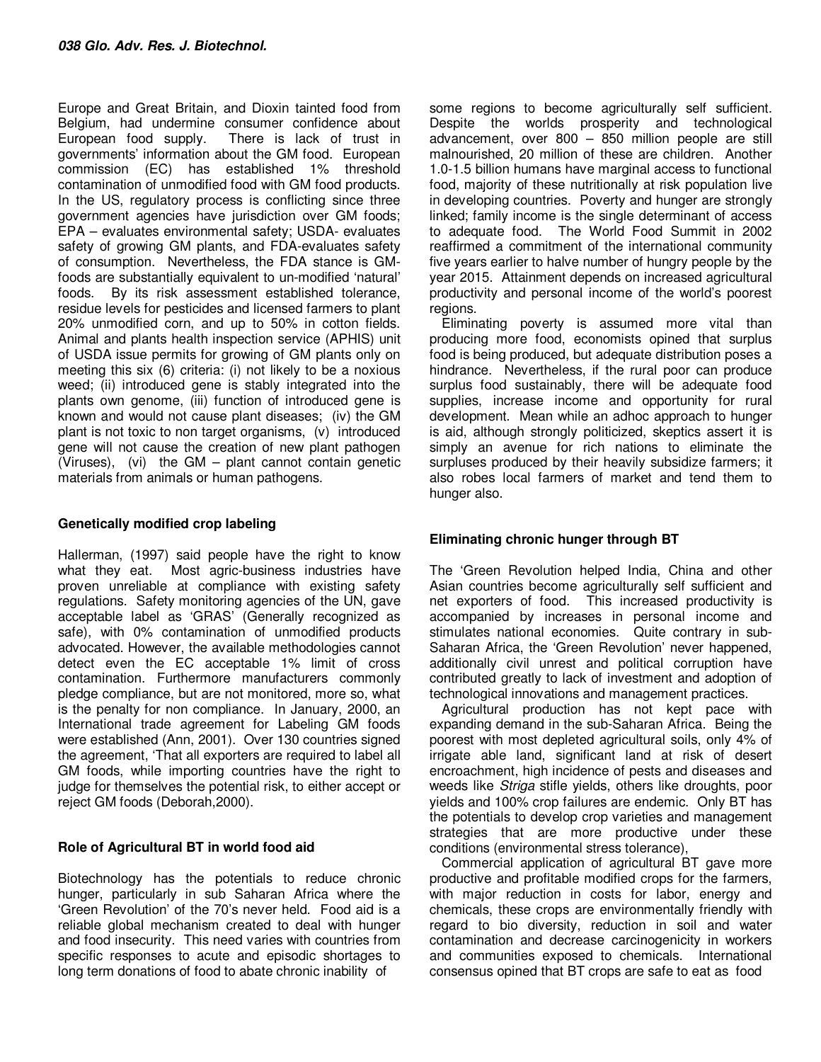Europe and Great Britain, and Dioxin tainted food from Belgium, had undermine consumer confidence about European food supply. There is lack of trust in governments' information about the GM food. European commission (EC) has established 1% threshold contamination of unmodified food with GM food products. In the US, regulatory process is conflicting since three government agencies have jurisdiction over GM foods; EPA – evaluates environmental safety; USDA- evaluates safety of growing GM plants, and FDA-evaluates safety of consumption. Nevertheless, the FDA stance is GM-foods are substantially equivalent to un-modified 'natural' foods. By its risk assessment established tolerance, residue levels for pesticides and licensed farmers to plant 20% unmodified corn, and up to 50% in cotton fields. Animal and plants health inspection service (APHIS) unit of USDA issue permits for growing of GM plants only on meeting this six (6) criteria: (i) not likely to be a noxious weed; (ii) introduced gene is stably integrated into the plants own genome, (iii) function of introduced gene is known and would not cause plant diseases; (iv) the GM plant is not toxic to non target organisms, (v) introduced gene will not cause the creation of new plant pathogen (Viruses), (vi) the GM – plant cannot contain genetic materials from animals or human pathogens.

## Genetically modified crop labeling

Hallerman, (1997) said people have the right to know what they eat. Most agric-business industries have proven unreliable at compliance with existing safety regulations. Safety monitoring agencies of the UN, gave acceptable label as 'GRAS' (Generally recognized as safe), with 0% contamination of unmodified products advocated. However, the available methodologies cannot detect even the EC acceptable 1% limit of cross contamination. Furthermore manufacturers commonly pledge compliance, but are not monitored, more so, what is the penalty for non compliance. In January, 2000, an International trade agreement for Labeling GM foods were established (Ann, 2001). Over 130 countries signed the agreement, 'That all exporters are required to label all GM foods, while importing countries have the right to judge for themselves the potential risk, to either accept or reject GM foods (Deborah,2000).

## Role of Agricultural BT in world food aid

Biotechnology has the potentials to reduce chronic hunger, particularly in sub Saharan Africa where the 'Green Revolution' of the 70's never held. Food aid is a reliable global mechanism created to deal with hunger and food insecurity. This need varies with countries from specific responses to acute and episodic shortages to long term donations of food to abate chronic inability of some regions to become agriculturally self sufficient. Despite the worlds prosperity and technological advancement, over 800 – 850 million people are still malnourished, 20 million of these are children. Another 1.0-1.5 billion humans have marginal access to functional food, majority of these nutritionally at risk population live in developing countries. Poverty and hunger are strongly linked; family income is the single determinant of access to adequate food. The World Food Summit in 2002 reaffirmed a commitment of the international community five years earlier to halve number of hungry people by the year 2015. Attainment depends on increased agricultural productivity and personal income of the world's poorest regions.

Eliminating poverty is assumed more vital than producing more food, economists opined that surplus food is being produced, but adequate distribution poses a hindrance. Nevertheless, if the rural poor can produce surplus food sustainably, there will be adequate food supplies, increase income and opportunity for rural development. Mean while an adhoc approach to hunger is aid, although strongly politicized, skeptics assert it is simply an avenue for rich nations to eliminate the surpluses produced by their heavily subsidize farmers; it also robes local farmers of market and tend them to hunger also.

## Eliminating chronic hunger through BT

The 'Green Revolution helped India, China and other Asian countries become agriculturally self sufficient and net exporters of food. This increased productivity is accompanied by increases in personal income and stimulates national economies. Quite contrary in sub-Saharan Africa, the 'Green Revolution' never happened, additionally civil unrest and political corruption have contributed greatly to lack of investment and adoption of technological innovations and management practices.

Agricultural production has not kept pace with expanding demand in the sub-Saharan Africa. Being the poorest with most depleted agricultural soils, only 4% of irrigate able land, significant land at risk of desert encroachment, high incidence of pests and diseases and weeds like *Striga* stifle yields, others like droughts, poor yields and 100% crop failures are endemic. Only BT has the potentials to develop crop varieties and management strategies that are more productive under these conditions (environmental stress tolerance),

Commercial application of agricultural BT gave more productive and profitable modified crops for the farmers, with major reduction in costs for labor, energy and chemicals, these crops are environmentally friendly with regard to bio diversity, reduction in soil and water contamination and decrease carcinogenicity in workers and communities exposed to chemicals. International consensus opined that BT crops are safe to eat as food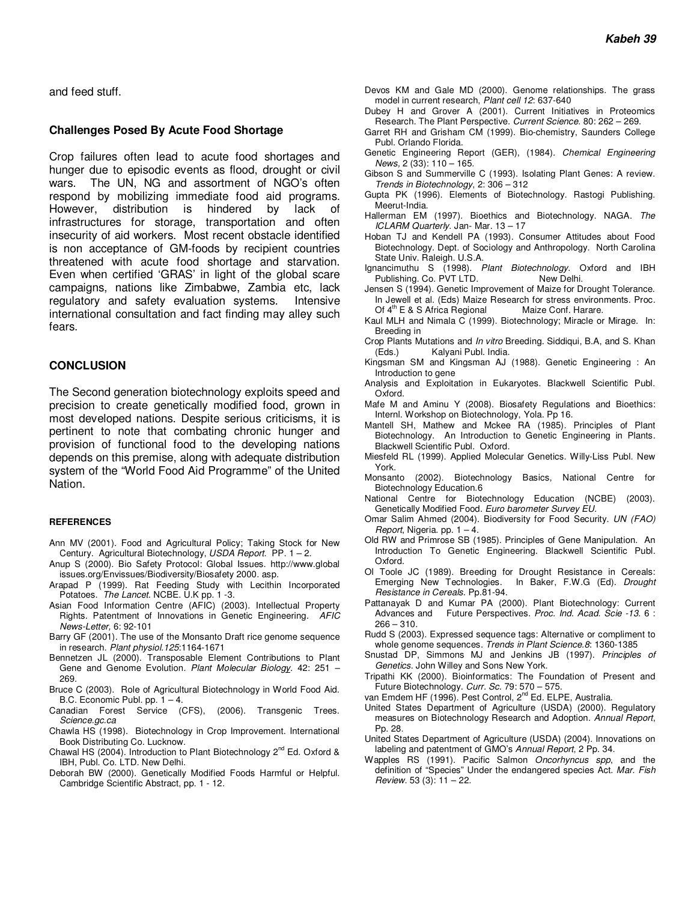and feed stuff.

### Challenges Posed By Acute Food Shortage

Crop failures often lead to acute food shortages and hunger due to episodic events as flood, drought or civil wars. The UN, NG and assortment of NGO's often respond by mobilizing immediate food aid programs. However, distribution is hindered by lack of infrastructures for storage, transportation and often insecurity of aid workers. Most recent obstacle identified is non acceptance of GM-foods by recipient countries threatened with acute food shortage and starvation. Even when certified 'GRAS' in light of the global scare campaigns, nations like Zimbabwe, Zambia etc, lack regulatory and safety evaluation systems. Intensive international consultation and fact finding may alley such fears.

## CONCLUSION

The Second generation biotechnology exploits speed and precision to create genetically modified food, grown in most developed nations. Despite serious criticisms, it is pertinent to note that combating chronic hunger and provision of functional food to the developing nations depends on this premise, along with adequate distribution system of the "World Food Aid Programme" of the United Nation.

#### REFERENCES

Ann MV (2001). Food and Agricultural Policy; Taking Stock for New Century. Agricultural Biotechnology, *USDA Report*. PP. 1 – 2.

Anup S (2000). Bio Safety Protocol: Global Issues. http://www.global issues.org/Envissues/Biodiversity/Biosafety 2000. asp.

Arapad P (1999). Rat Feeding Study with Lecithin Incorporated Potatoes. *The Lancet*. NCBE. U.K pp. 1 -3.

Asian Food Information Centre (AFIC) (2003). Intellectual Property Rights. Patentment of Innovations in Genetic Engineering. *AFIC News-Letter,* 6: 92-101

Barry GF (2001). The use of the Monsanto Draft rice genome sequence in research. *Plant physiol.125*:1164-1671

Bennetzen JL (2000). Transposable Element Contributions to Plant Gene and Genome Evolution. *Plant Molecular Biology*. 42: 251 – 269.

Bruce C (2003). Role of Agricultural Biotechnology in World Food Aid. B.C. Economic Publ. pp. 1 – 4.

Canadian Forest Service (CFS), (2006). Transgenic Trees. *Science.gc.ca*

Chawla HS (1998). Biotechnology in Crop Improvement. International Book Distributing Co. Lucknow.

Chawal HS (2004). Introduction to Plant Biotechnology 2nd Ed. Oxford & IBH, Publ. Co. LTD. New Delhi.

Deborah BW (2000). Genetically Modified Foods Harmful or Helpful. Cambridge Scientific Abstract, pp. 1 - 12.

Devos KM and Gale MD (2000). Genome relationships. The grass model in current research, *Plant cell 12*: 637-640

Dubey H and Grover A (2001). Current Initiatives in Proteomics Research. The Plant Perspective. *Current Science*. 80: 262 – 269.

Garret RH and Grisham CM (1999). Bio-chemistry, Saunders College Publ. Orlando Florida.

Genetic Engineering Report (GER), (1984). *Chemical Engineering News,* 2 (33): 110 – 165.

Gibson S and Summerville C (1993). Isolating Plant Genes: A review. *Trends in Biotechnology*, 2: 306 – 312

Gupta PK (1996). Elements of Biotechnology. Rastogi Publishing. Meerut-India.

Hallerman EM (1997). Bioethics and Biotechnology. NAGA. *The ICLARM Quarterly*. Jan- Mar. 13 – 17

Hoban TJ and Kendell PA (1993). Consumer Attitudes about Food Biotechnology. Dept. of Sociology and Anthropology. North Carolina State Univ. Raleigh. U.S.A.

Ignancimuthu S (1998). *Plant Biotechnology*. Oxford and IBH Publishing. Co. PVT LTD. New Delhi.

Jensen S (1994). Genetic Improvement of Maize for Drought Tolerance. In Jewell et al. (Eds) Maize Research for stress environments. Proc. Of 4th E & S Africa Regional Maize Conf. Harare.

Kaul MLH and Nimala C (1999). Biotechnology; Miracle or Mirage. In: Breeding in

Crop Plants Mutations and *In vitro* Breeding. Siddiqui, B.A, and S. Khan (Eds.) Kalyani Publ. India.

Kingsman SM and Kingsman AJ (1988). Genetic Engineering : An Introduction to gene

Analysis and Exploitation in Eukaryotes. Blackwell Scientific Publ. Oxford.

Mafe M and Aminu Y (2008). Biosafety Regulations and Bioethics: Internl. Workshop on Biotechnology, Yola. Pp 16.

Mantell SH, Mathew and Mckee RA (1985). Principles of Plant Biotechnology. An Introduction to Genetic Engineering in Plants. Blackwell Scientific Publ. Oxford.

Miesfeld RL (1999). Applied Molecular Genetics. Willy-Liss Publ. New York.

Monsanto (2002). Biotechnology Basics, National Centre for Biotechnology Education.6

National Centre for Biotechnology Education (NCBE) (2003). Genetically Modified Food. *Euro barometer Survey EU.*

Omar Salim Ahmed (2004). Biodiversity for Food Security. *UN (FAO) Report*, Nigeria. pp. 1 – 4.

Old RW and Primrose SB (1985). Principles of Gene Manipulation. An Introduction To Genetic Engineering. Blackwell Scientific Publ. Oxford.

Ol Toole JC (1989). Breeding for Drought Resistance in Cereals: Emerging New Technologies. In Baker, F.W.G (Ed). *Drought Resistance in Cereals*. Pp.81-94.

Pattanayak D and Kumar PA (2000). Plant Biotechnology: Current Advances and Future Perspectives. *Proc. Ind. Acad. Scie -13*. 6 : 266 – 310.

Rudd S (2003). Expressed sequence tags: Alternative or compliment to whole genome sequences. *Trends in Plant Science.8*: 1360-1385

Snustad DP, Simmons MJ and Jenkins JB (1997). *Principles of Genetics*. John Willey and Sons New York.

Tripathi KK (2000). Bioinformatics: The Foundation of Present and Future Biotechnology. *Curr. Sc.* 79: 570 – 575.

van Emdem HF (1996). Pest Control, 2nd Ed. ELPE, Australia.

United States Department of Agriculture (USDA) (2000). Regulatory measures on Biotechnology Research and Adoption. *Annual Report*, Pp. 28.

United States Department of Agriculture (USDA) (2004). Innovations on labeling and patentment of GMO's *Annual Report*, 2 Pp. 34.

Wapples RS (1991). Pacific Salmon *Oncorhyncus spp*, and the definition of "Species" Under the endangered species Act. *Mar. Fish Review*. 53 (3): 11 – 22.